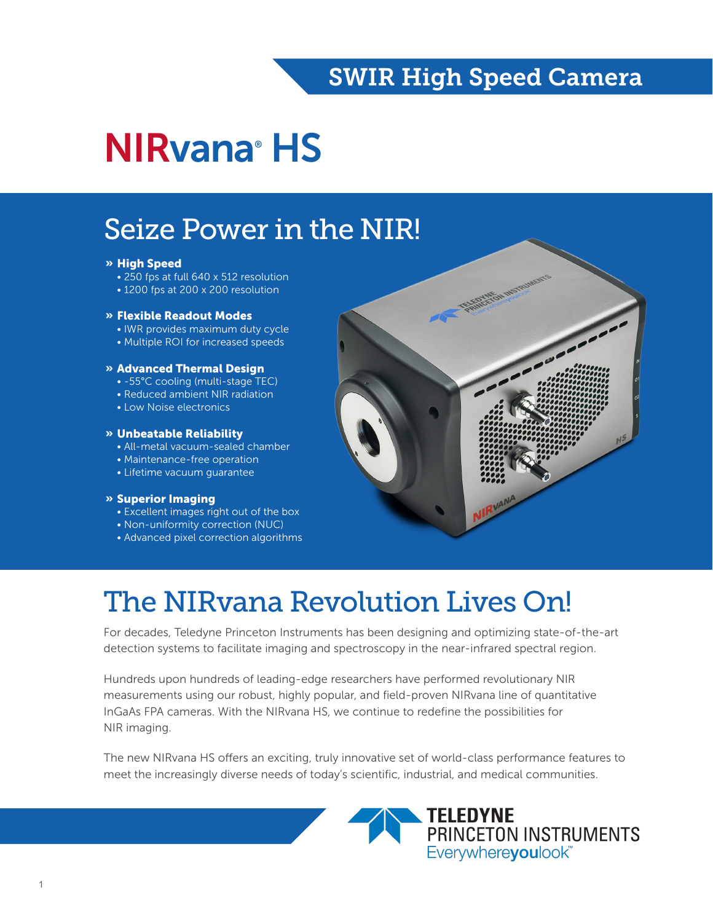SWIR High Speed Camera

# NIRvana® HS

## Seize Power in the NIR!

**» High Speed**
- 250 fps at full 640 x 512 resolution
- 1200 fps at 200 x 200 resolution

**» Flexible Readout Modes**
- IWR provides maximum duty cycle
- Multiple ROI for increased speeds

**» Advanced Thermal Design**
- -55°C cooling (multi-stage TEC)
- Reduced ambient NIR radiation
- Low Noise electronics

**» Unbeatable Reliability**
- All-metal vacuum-sealed chamber
- Maintenance-free operation
- Lifetime vacuum guarantee

**» Superior Imaging**
- Excellent images right out of the box
- Non-uniformity correction (NUC)
- Advanced pixel correction algorithms

## The NIRvana Revolution Lives On!

For decades, Teledyne Princeton Instruments has been designing and optimizing state-of-the-art detection systems to facilitate imaging and spectroscopy in the near-infrared spectral region.

Hundreds upon hundreds of leading-edge researchers have performed revolutionary NIR measurements using our robust, highly popular, and field-proven NIRvana line of quantitative InGaAs FPA cameras. With the NIRvana HS, we continue to redefine the possibilities for NIR imaging.

The new NIRvana HS offers an exciting, truly innovative set of world-class performance features to meet the increasingly diverse needs of today's scientific, industrial, and medical communities.

TELEDYNE PRINCETON INSTRUMENTS
Everywhereyoulook™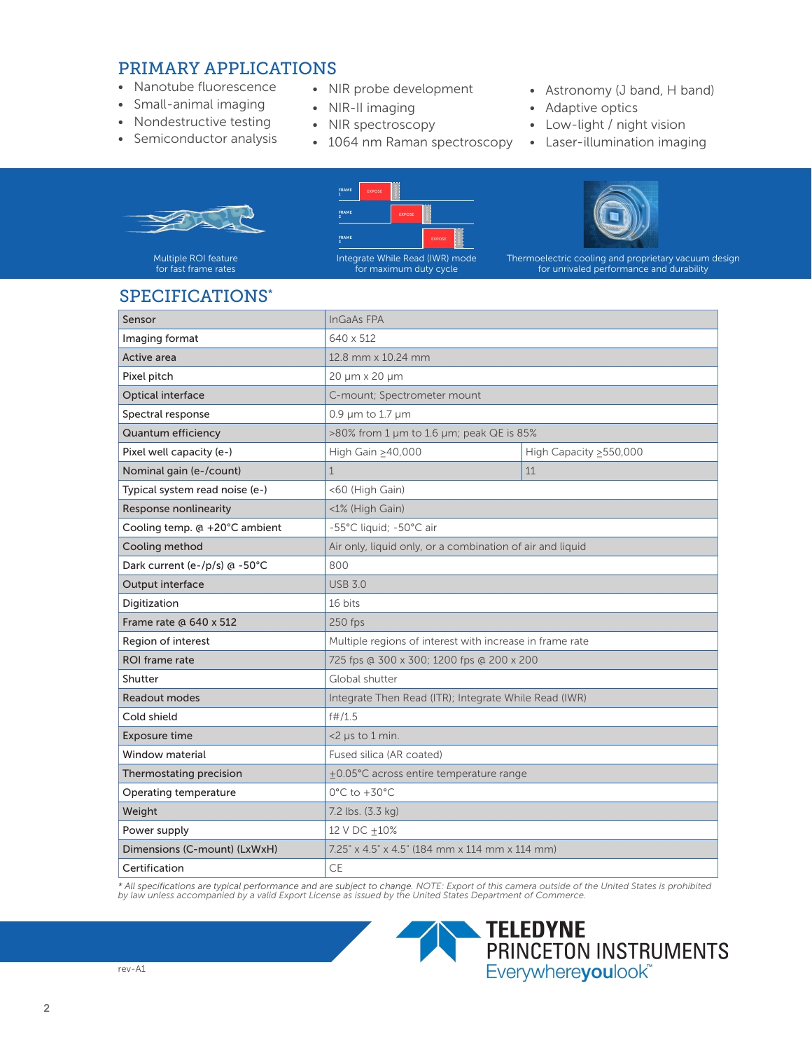## PRIMARY APPLICATIONS

- Nanotube fluorescence
- Small-animal imaging
- Nondestructive testing
- Semiconductor analysis
- NIR probe development
- NIR-II imaging
- NIR spectroscopy
- 1064 nm Raman spectroscopy
- Astronomy (J band, H band)
- Adaptive optics
- Low-light / night vision
- Laser-illumination imaging

Multiple ROI feature for fast frame rates

FRAME 1 EXPOSE
FRAME 2 EXPOSE
FRAME 3 EXPOSE

Integrate While Read (IWR) mode for maximum duty cycle

Thermoelectric cooling and proprietary vacuum design for unrivaled performance and durability

## SPECIFICATIONS*

| | | |
|---|---|---|
| Sensor | InGaAs FPA | |
| Imaging format | 640 x 512 | |
| Active area | 12.8 mm x 10.24 mm | |
| Pixel pitch | 20 µm x 20 µm | |
| Optical interface | C-mount; Spectrometer mount | |
| Spectral response | 0.9 µm to 1.7 µm | |
| Quantum efficiency | >80% from 1 µm to 1.6 µm; peak QE is 85% | |
| Pixel well capacity (e-) | High Gain ≥40,000 | High Capacity ≥550,000 |
| Nominal gain (e-/count) | 1 | 11 |
| Typical system read noise (e-) | <60 (High Gain) | |
| Response nonlinearity | <1% (High Gain) | |
| Cooling temp. @ +20°C ambient | -55°C liquid; -50°C air | |
| Cooling method | Air only, liquid only, or a combination of air and liquid | |
| Dark current (e-/p/s) @ -50°C | 800 | |
| Output interface | USB 3.0 | |
| Digitization | 16 bits | |
| Frame rate @ 640 x 512 | 250 fps | |
| Region of interest | Multiple regions of interest with increase in frame rate | |
| ROI frame rate | 725 fps @ 300 x 300; 1200 fps @ 200 x 200 | |
| Shutter | Global shutter | |
| Readout modes | Integrate Then Read (ITR); Integrate While Read (IWR) | |
| Cold shield | f#/1.5 | |
| Exposure time | <2 µs to 1 min. | |
| Window material | Fused silica (AR coated) | |
| Thermostating precision | ±0.05°C across entire temperature range | |
| Operating temperature | 0°C to +30°C | |
| Weight | 7.2 lbs. (3.3 kg) | |
| Power supply | 12 V DC ±10% | |
| Dimensions (C-mount) (LxWxH) | 7.25" x 4.5" x 4.5" (184 mm x 114 mm x 114 mm) | |
| Certification | CE | |

*\* All specifications are typical performance and are subject to change. NOTE: Export of this camera outside of the United States is prohibited by law unless accompanied by a valid Export License as issued by the United States Department of Commerce.*

TELEDYNE PRINCETON INSTRUMENTS
Everywhereyoulook™

rev-A1